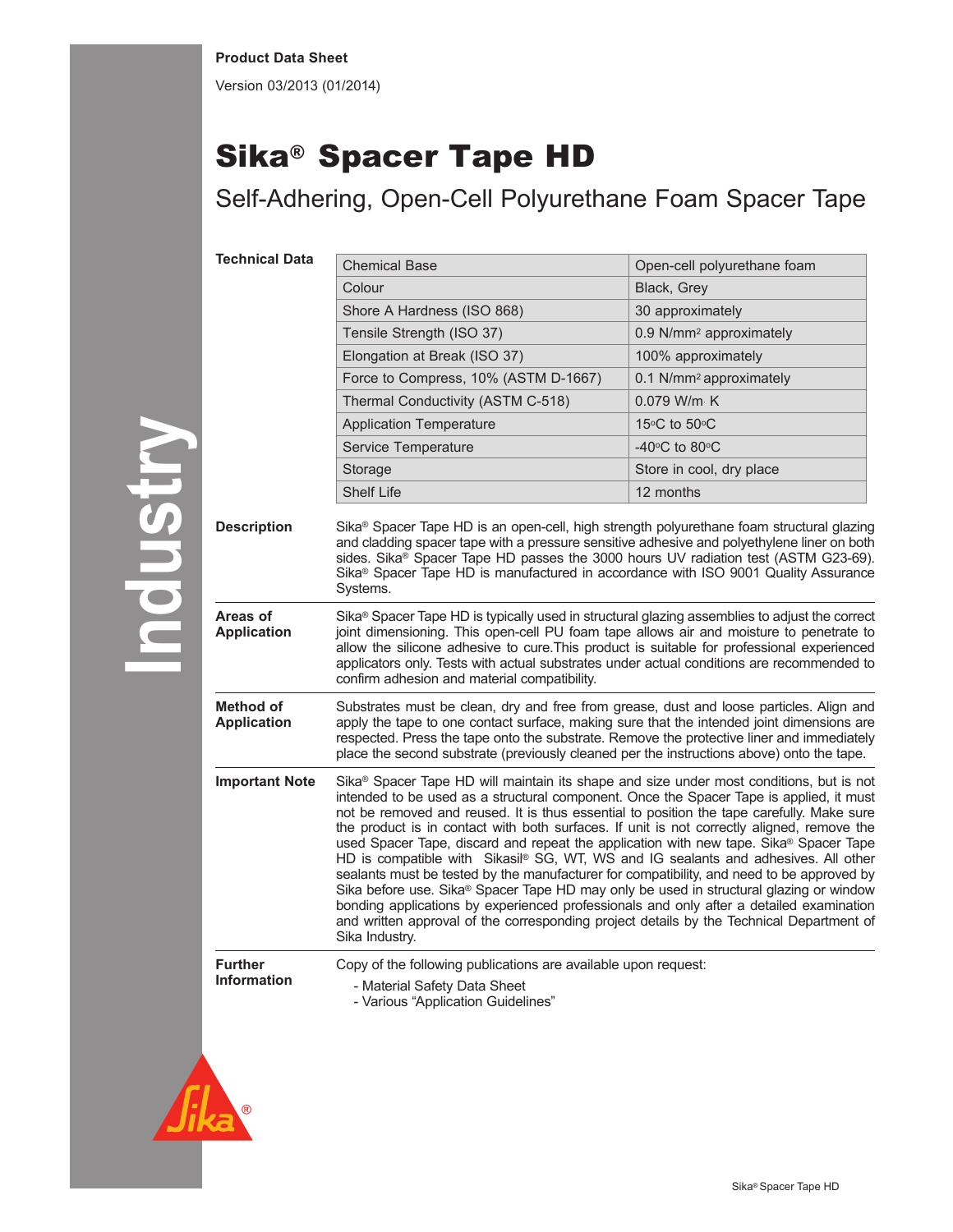**Product Data Sheet**

Version 03/2013 (01/2014)

# Sika® Spacer Tape HD

## Self-Adhering, Open-Cell Polyurethane Foam Spacer Tape

**Technical Data**

| Property | Value |
|---|---|
| Chemical Base | Open-cell polyurethane foam |
| Colour | Black, Grey |
| Shore A Hardness (ISO 868) | 30 approximately |
| Tensile Strength (ISO 37) | 0.9 N/mm² approximately |
| Elongation at Break (ISO 37) | 100% approximately |
| Force to Compress, 10% (ASTM D-1667) | 0.1 N/mm² approximately |
| Thermal Conductivity (ASTM C-518) | 0.079 W/m· K |
| Application Temperature | 15°C to 50°C |
| Service Temperature | -40°C to 80°C |
| Storage | Store in cool, dry place |
| Shelf Life | 12 months |

**Description**

Sika® Spacer Tape HD is an open-cell, high strength polyurethane foam structural glazing and cladding spacer tape with a pressure sensitive adhesive and polyethylene liner on both sides. Sika® Spacer Tape HD passes the 3000 hours UV radiation test (ASTM G23-69). Sika® Spacer Tape HD is manufactured in accordance with ISO 9001 Quality Assurance Systems.

**Areas of Application**

Sika® Spacer Tape HD is typically used in structural glazing assemblies to adjust the correct joint dimensioning. This open-cell PU foam tape allows air and moisture to penetrate to allow the silicone adhesive to cure.This product is suitable for professional experienced applicators only. Tests with actual substrates under actual conditions are recommended to confirm adhesion and material compatibility.

**Method of Application**

Substrates must be clean, dry and free from grease, dust and loose particles. Align and apply the tape to one contact surface, making sure that the intended joint dimensions are respected. Press the tape onto the substrate. Remove the protective liner and immediately place the second substrate (previously cleaned per the instructions above) onto the tape.

**Important Note**

Sika® Spacer Tape HD will maintain its shape and size under most conditions, but is not intended to be used as a structural component. Once the Spacer Tape is applied, it must not be removed and reused. It is thus essential to position the tape carefully. Make sure the product is in contact with both surfaces. If unit is not correctly aligned, remove the used Spacer Tape, discard and repeat the application with new tape. Sika® Spacer Tape HD is compatible with Sikasil® SG, WT, WS and IG sealants and adhesives. All other sealants must be tested by the manufacturer for compatibility, and need to be approved by Sika before use. Sika® Spacer Tape HD may only be used in structural glazing or window bonding applications by experienced professionals and only after a detailed examination and written approval of the corresponding project details by the Technical Department of Sika Industry.

**Further Information**

Copy of the following publications are available upon request:

- Material Safety Data Sheet
- Various "Application Guidelines"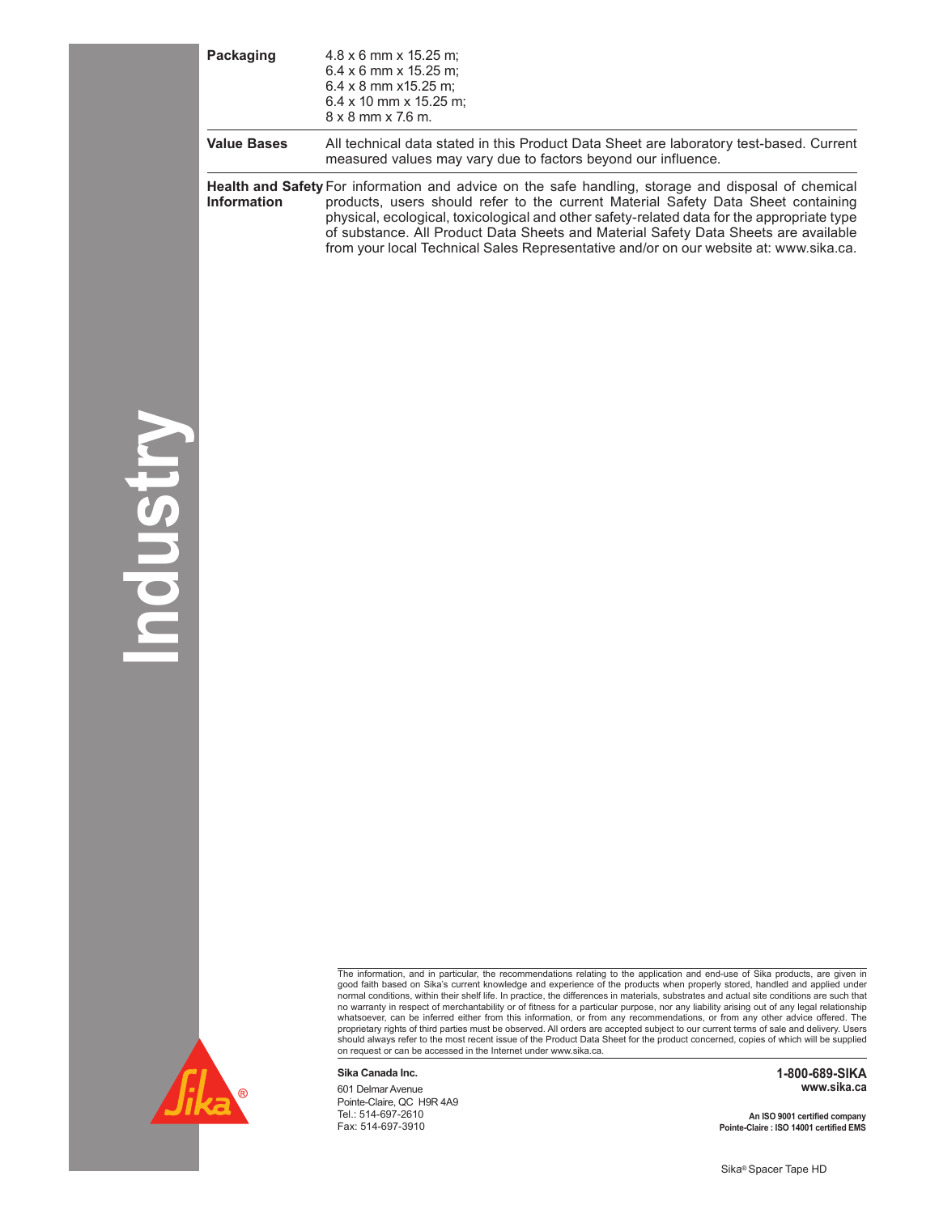| | |
|---|---|
| **Packaging** | 4.8 x 6 mm x 15.25 m;<br>6.4 x 6 mm x 15.25 m;<br>6.4 x 8 mm x15.25 m;<br>6.4 x 10 mm x 15.25 m;<br>8 x 8 mm x 7.6 m. |
| **Value Bases** | All technical data stated in this Product Data Sheet are laboratory test-based. Current measured values may vary due to factors beyond our influence. |
| **Health and Safety Information** | For information and advice on the safe handling, storage and disposal of chemical products, users should refer to the current Material Safety Data Sheet containing physical, ecological, toxicological and other safety-related data for the appropriate type of substance. All Product Data Sheets and Material Safety Data Sheets are available from your local Technical Sales Representative and/or on our website at: www.sika.ca. |

Industry

The information, and in particular, the recommendations relating to the application and end-use of Sika products, are given in good faith based on Sika's current knowledge and experience of the products when properly stored, handled and applied under normal conditions, within their shelf life. In practice, the differences in materials, substrates and actual site conditions are such that no warranty in respect of merchantability or of fitness for a particular purpose, nor any liability arising out of any legal relationship whatsoever, can be inferred either from this information, or from any recommendations, or from any other advice offered. The proprietary rights of third parties must be observed. All orders are accepted subject to our current terms of sale and delivery. Users should always refer to the most recent issue of the Product Data Sheet for the product concerned, copies of which will be supplied on request or can be accessed in the Internet under www.sika.ca.

**Sika Canada Inc.**
601 Delmar Avenue
Pointe-Claire, QC H9R 4A9
Tel.: 514-697-2610
Fax: 514-697-3910

**1-800-689-SIKA**
**www.sika.ca**

**An ISO 9001 certified company**
**Pointe-Claire : ISO 14001 certified EMS**

Sika® Spacer Tape HD